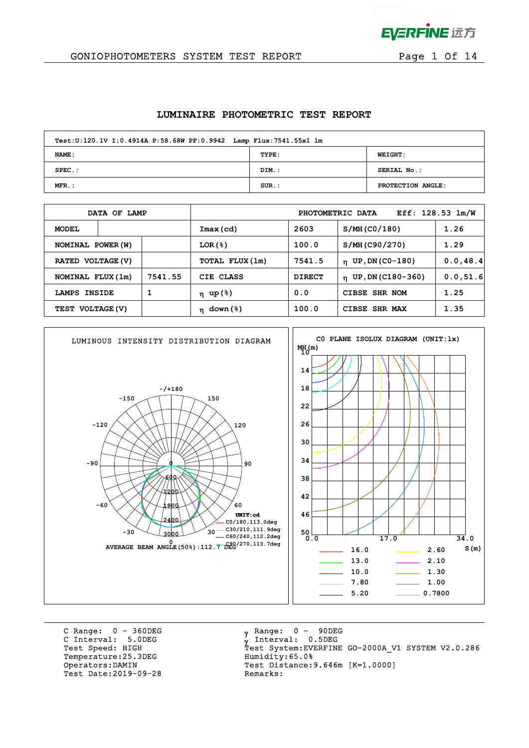## GONIOPHOTOMETERS SYSTEM TEST REPORT

### LUMINAIRE PHOTOMETRIC TEST REPORT

| Test:U:120.1V I:0.4914A P:58.68W PF:0.9942 Lamp Flux:7541.55x1 lm | | |
|---|---|---|
| NAME: | TYPE: | WEIGHT: |
| SPEC.: | DIM.: | SERIAL No.: |
| MFR.: | SUR.: | PROTECTION ANGLE: |

| DATA OF LAMP | | PHOTOMETRIC DATA | Eff: 128.53 lm/W | | |
|---|---|---|---|---|---|
| MODEL | | Imax(cd) | 2603 | S/MH(C0/180) | 1.26 |
| NOMINAL POWER(W) | | LOR(%) | 100.0 | S/MH(C90/270) | 1.29 |
| RATED VOLTAGE(V) | | TOTAL FLUX(lm) | 7541.5 | η UP,DN(C0-180) | 0.0,48.4 |
| NOMINAL FLUX(lm) | 7541.55 | CIE CLASS | DIRECT | η UP,DN(C180-360) | 0.0,51.6 |
| LAMPS INSIDE | 1 | η up(%) | 0.0 | CIBSE SHR NOM | 1.25 |
| TEST VOLTAGE(V) | | η down(%) | 100.0 | CIBSE SHR MAX | 1.35 |

**LUMINOUS INTENSITY DISTRIBUTION DIAGRAM**

UNIT:cd
- C0/180,113.0deg
- C30/210,111.9deg
- C60/240,112.2deg
- C90/270,113.7deg

AVERAGE BEAM ANGLE(50%):112.7 DEG

**C0 PLANE ISOLUX DIAGRAM (UNIT:lx)**

| Line | lx | Line | lx |
|---|---|---|---|
| red | 16.0 | yellow | 2.60 |
| green | 13.0 | magenta | 2.10 |
| blue | 10.0 | olive | 1.30 |
| cyan | 7.80 | blue | 1.00 |
| black | 5.20 | orange | 0.7800 |

C Range: 0 - 360DEG
C Interval: 5.0DEG
Test Speed: HIGH
Temperature:25.3DEG
Operators:DAMIN
Test Date:2019-09-28

γ Range: 0 - 90DEG
γ Interval: 0.5DEG
Test System:EVERFINE GO-2000A_V1 SYSTEM V2.0.286
Humidity:65.0%
Test Distance:9.646m [K=1.0000]
Remarks: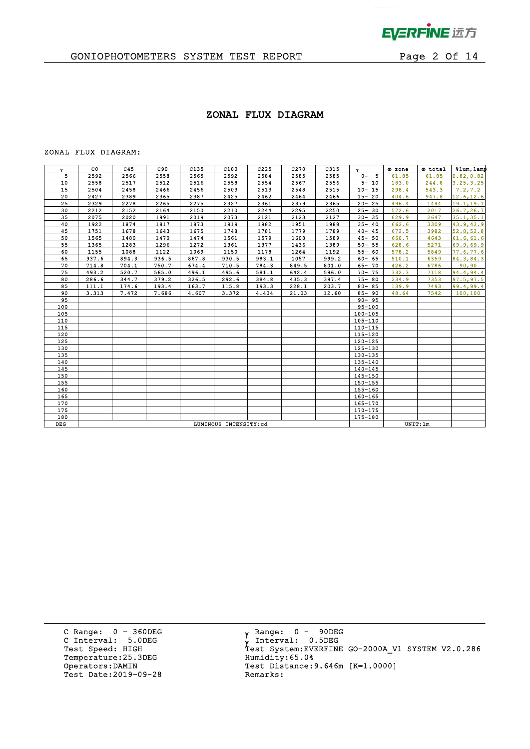# GONIOPHOTOMETERS SYSTEM TEST REPORT

## ZONAL FLUX DIAGRAM

ZONAL FLUX DIAGRAM:

| γ | C0 | C45 | C90 | C135 | C180 | C225 | C270 | C315 | γ | Φ zone | Φ total | %lum,lamp |
|---|---|---|---|---|---|---|---|---|---|---|---|---|
| 5 | 2592 | 2566 | 2558 | 2565 | 2592 | 2584 | 2585 | 2585 | 0- 5 | 61.85 | 61.85 | 0.82,0.82 |
| 10 | 2558 | 2517 | 2512 | 2516 | 2558 | 2554 | 2567 | 2556 | 5- 10 | 183.0 | 244.8 | 3.25,3.25 |
| 15 | 2504 | 2458 | 2466 | 2456 | 2503 | 2513 | 2548 | 2515 | 10- 15 | 298.4 | 543.3 | 7.2,7.2 |
| 20 | 2427 | 2389 | 2365 | 2387 | 2425 | 2462 | 2464 | 2466 | 15- 20 | 404.6 | 947.8 | 12.6,12.6 |
| 25 | 2329 | 2278 | 2265 | 2275 | 2327 | 2361 | 2379 | 2365 | 20- 25 | 496.4 | 1444 | 19.1,19.1 |
| 30 | 2212 | 2152 | 2164 | 2150 | 2210 | 2244 | 2295 | 2250 | 25- 30 | 572.6 | 2017 | 26.7,26.7 |
| 35 | 2075 | 2020 | 1991 | 2019 | 2073 | 2121 | 2123 | 2127 | 30- 35 | 629.9 | 2647 | 35.1,35.1 |
| 40 | 1922 | 1874 | 1817 | 1873 | 1919 | 1982 | 1951 | 1988 | 35- 40 | 662.6 | 3309 | 43.9,43.9 |
| 45 | 1751 | 1678 | 1643 | 1675 | 1748 | 1781 | 1779 | 1789 | 40- 45 | 672.5 | 3982 | 52.8,52.8 |
| 50 | 1565 | 1480 | 1470 | 1474 | 1561 | 1579 | 1608 | 1589 | 45- 50 | 660.7 | 4643 | 61.6,61.6 |
| 55 | 1365 | 1283 | 1296 | 1272 | 1361 | 1377 | 1436 | 1389 | 50- 55 | 628.6 | 5271 | 69.9,69.9 |
| 60 | 1155 | 1088 | 1122 | 1069 | 1150 | 1178 | 1264 | 1192 | 55- 60 | 578.2 | 5849 | 77.6,77.6 |
| 65 | 937.6 | 894.3 | 936.5 | 867.8 | 930.5 | 983.1 | 1057 | 999.2 | 60- 65 | 510.1 | 6359 | 84.3,84.3 |
| 70 | 714.8 | 704.1 | 750.7 | 674.4 | 710.5 | 784.3 | 849.5 | 801.0 | 65- 70 | 426.2 | 6786 | 90,90 |
| 75 | 493.2 | 520.7 | 565.0 | 496.1 | 495.6 | 581.1 | 642.4 | 596.0 | 70- 75 | 332.3 | 7118 | 94.4,94.4 |
| 80 | 286.6 | 344.7 | 379.2 | 326.5 | 292.6 | 384.8 | 435.3 | 397.4 | 75- 80 | 234.9 | 7353 | 97.5,97.5 |
| 85 | 111.1 | 174.6 | 193.4 | 163.7 | 115.8 | 193.3 | 228.1 | 203.7 | 80- 85 | 139.9 | 7493 | 99.4,99.4 |
| 90 | 3.313 | 7.472 | 7.686 | 4.607 | 3.372 | 4.434 | 21.03 | 12.60 | 85- 90 | 48.64 | 7542 | 100,100 |
| 95 | | | | | | | | | 90- 95 | | | |
| 100 | | | | | | | | | 95-100 | | | |
| 105 | | | | | | | | | 100-105 | | | |
| 110 | | | | | | | | | 105-110 | | | |
| 115 | | | | | | | | | 110-115 | | | |
| 120 | | | | | | | | | 115-120 | | | |
| 125 | | | | | | | | | 120-125 | | | |
| 130 | | | | | | | | | 125-130 | | | |
| 135 | | | | | | | | | 130-135 | | | |
| 140 | | | | | | | | | 135-140 | | | |
| 145 | | | | | | | | | 140-145 | | | |
| 150 | | | | | | | | | 145-150 | | | |
| 155 | | | | | | | | | 150-155 | | | |
| 160 | | | | | | | | | 155-160 | | | |
| 165 | | | | | | | | | 160-165 | | | |
| 170 | | | | | | | | | 165-170 | | | |
| 175 | | | | | | | | | 170-175 | | | |
| 180 | | | | | | | | | 175-180 | | | |
| DEG | LUMINOUS INTENSITY:cd | | | | | | | | | UNIT:lm | | |

C Range: 0 - 360DEG
C Interval: 5.0DEG
Test Speed: HIGH
Temperature:25.3DEG
Operators:DAMIN
Test Date:2019-09-28

γ Range: 0 - 90DEG
γ Interval: 0.5DEG
Test System:EVERFINE GO-2000A_V1 SYSTEM V2.0.286
Humidity:65.0%
Test Distance:9.646m [K=1.0000]
Remarks: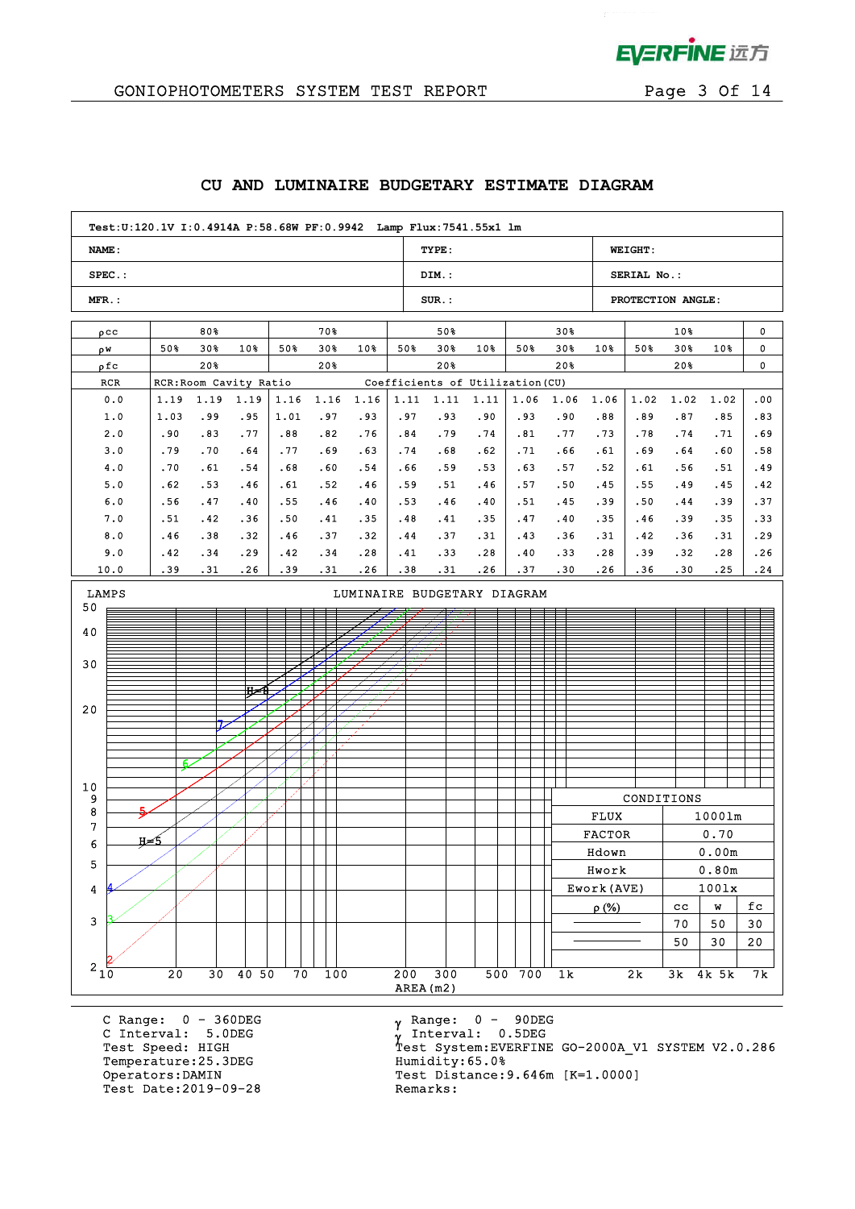# CU AND LUMINAIRE BUDGETARY ESTIMATE DIAGRAM

| Test:U:120.1V I:0.4914A P:58.68W PF:0.9942 Lamp Flux:7541.55x1 lm | | |
|---|---|---|
| NAME: | TYPE: | WEIGHT: |
| SPEC.: | DIM.: | SERIAL No.: |
| MFR.: | SUR.: | PROTECTION ANGLE: |

| ρcc | 80% | | | 70% | | | 50% | | | 30% | | | 10% | | | 0 |
|---|---|---|---|---|---|---|---|---|---|---|---|---|---|---|---|---|
| ρw | 50% | 30% | 10% | 50% | 30% | 10% | 50% | 30% | 10% | 50% | 30% | 10% | 50% | 30% | 10% | 0 |
| ρfc | 20% | | | 20% | | | 20% | | | 20% | | | 20% | | | 0 |
| RCR | RCR:Room Cavity Ratio | | | | | | Coefficients of Utilization(CU) | | | | | | | | | |
| 0.0 | 1.19 | 1.19 | 1.19 | 1.16 | 1.16 | 1.16 | 1.11 | 1.11 | 1.11 | 1.06 | 1.06 | 1.06 | 1.02 | 1.02 | 1.02 | .00 |
| 1.0 | 1.03 | .99 | .95 | 1.01 | .97 | .93 | .97 | .93 | .90 | .93 | .90 | .88 | .89 | .87 | .85 | .83 |
| 2.0 | .90 | .83 | .77 | .88 | .82 | .76 | .84 | .79 | .74 | .81 | .77 | .73 | .78 | .74 | .71 | .69 |
| 3.0 | .79 | .70 | .64 | .77 | .69 | .63 | .74 | .68 | .62 | .71 | .66 | .61 | .69 | .64 | .60 | .58 |
| 4.0 | .70 | .61 | .54 | .68 | .60 | .54 | .66 | .59 | .53 | .63 | .57 | .52 | .61 | .56 | .51 | .49 |
| 5.0 | .62 | .53 | .46 | .61 | .52 | .46 | .59 | .51 | .46 | .57 | .50 | .45 | .55 | .49 | .45 | .42 |
| 6.0 | .56 | .47 | .40 | .55 | .46 | .40 | .53 | .46 | .40 | .51 | .45 | .39 | .50 | .44 | .39 | .37 |
| 7.0 | .51 | .42 | .36 | .50 | .41 | .35 | .48 | .41 | .35 | .47 | .40 | .35 | .46 | .39 | .35 | .33 |
| 8.0 | .46 | .38 | .32 | .46 | .37 | .32 | .44 | .37 | .31 | .43 | .36 | .31 | .42 | .36 | .31 | .29 |
| 9.0 | .42 | .34 | .29 | .42 | .34 | .28 | .41 | .33 | .28 | .40 | .33 | .28 | .39 | .32 | .28 | .26 |
| 10.0 | .39 | .31 | .26 | .39 | .31 | .26 | .38 | .31 | .26 | .37 | .30 | .26 | .36 | .30 | .25 | .24 |

LUMINAIRE BUDGETARY DIAGRAM

LAMPS (vertical axis: 2, 3, 4, 5, 6, 7, 8, 9, 10, 20, 30, 40, 50); AREA(m2) (horizontal axis: 10, 20, 30, 40, 50, 70, 100, 200, 300, 500, 700, 1k, 2k, 3k, 4k, 5k, 7k); curve labels: H=5, H=8, 2, 3, 4, 5, 6, 7

| CONDITIONS | | | |
|---|---|---|---|
| FLUX | 1000lm | | |
| FACTOR | 0.70 | | |
| Hdown | 0.00m | | |
| Hwork | 0.80m | | |
| Ework(AVE) | 100lx | | |
| ρ(%) | cc | w | fc |
| | 70 | 50 | 30 |
| | 50 | 30 | 20 |

C Range: 0 - 360DEG
C Interval: 5.0DEG
Test Speed: HIGH
Temperature:25.3DEG
Operators:DAMIN
Test Date:2019-09-28

γ Range: 0 - 90DEG
γ Interval: 0.5DEG
Test System:EVERFINE GO-2000A_V1 SYSTEM V2.0.286
Humidity:65.0%
Test Distance:9.646m [K=1.0000]
Remarks: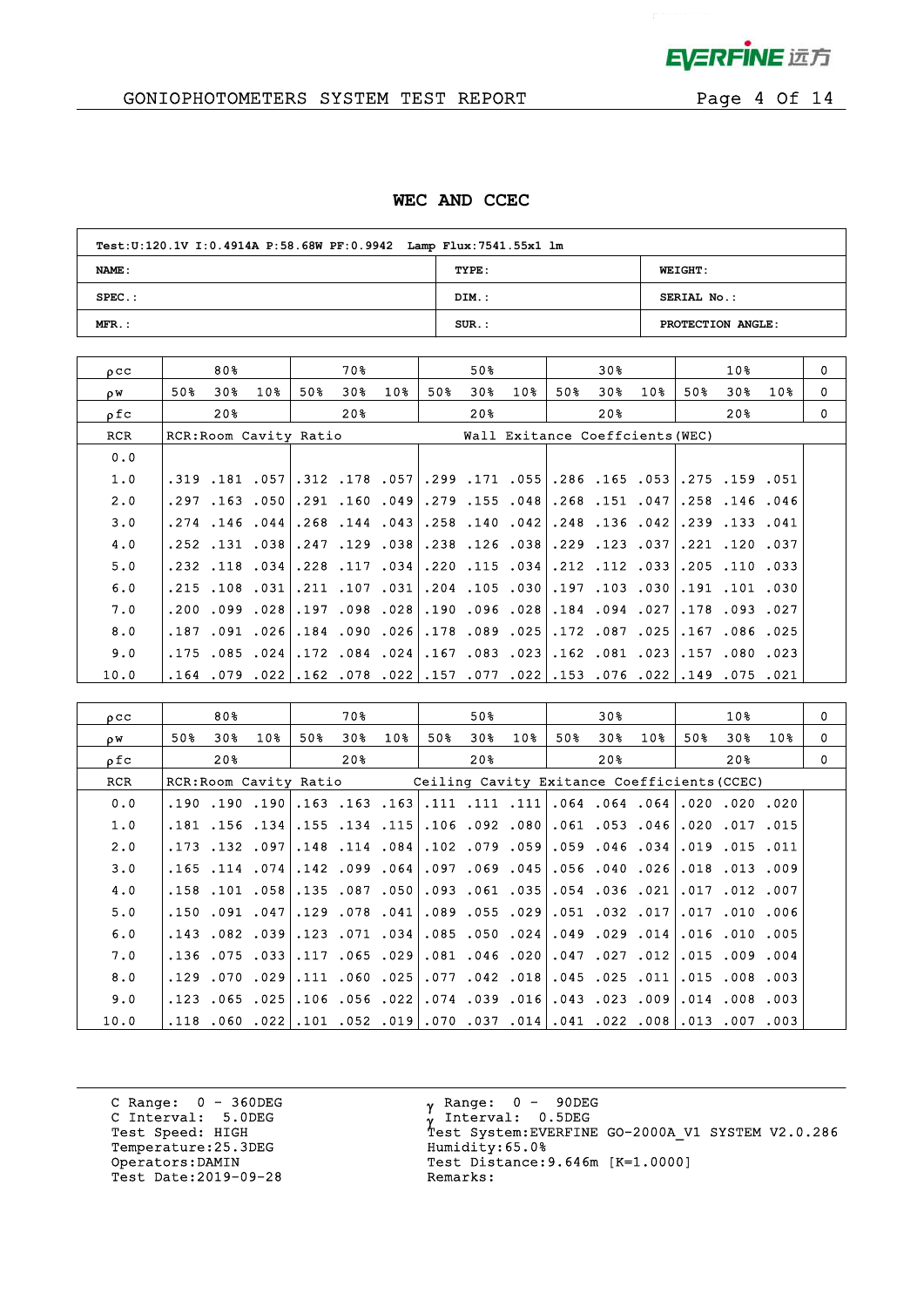# WEC AND CCEC

| Test:U:120.1V I:0.4914A P:58.68W PF:0.9942 Lamp Flux:7541.55x1 lm | | |
|---|---|---|
| NAME: | TYPE: | WEIGHT: |
| SPEC.: | DIM.: | SERIAL No.: |
| MFR.: | SUR.: | PROTECTION ANGLE: |

| ρcc | 80% | | | 70% | | | 50% | | | 30% | | | 10% | | | 0 |
|---|---|---|---|---|---|---|---|---|---|---|---|---|---|---|---|---|
| ρw | 50% | 30% | 10% | 50% | 30% | 10% | 50% | 30% | 10% | 50% | 30% | 10% | 50% | 30% | 10% | 0 |
| ρfc | 20% | | | 20% | | | 20% | | | 20% | | | 20% | | | 0 |
| RCR | RCR:Room Cavity Ratio | | | | | | Wall Exitance Coeffcients(WEC) | | | | | | | | | |
| 0.0 | | | | | | | | | | | | | | | | |
| 1.0 | .319 | .181 | .057 | .312 | .178 | .057 | .299 | .171 | .055 | .286 | .165 | .053 | .275 | .159 | .051 | |
| 2.0 | .297 | .163 | .050 | .291 | .160 | .049 | .279 | .155 | .048 | .268 | .151 | .047 | .258 | .146 | .046 | |
| 3.0 | .274 | .146 | .044 | .268 | .144 | .043 | .258 | .140 | .042 | .248 | .136 | .042 | .239 | .133 | .041 | |
| 4.0 | .252 | .131 | .038 | .247 | .129 | .038 | .238 | .126 | .038 | .229 | .123 | .037 | .221 | .120 | .037 | |
| 5.0 | .232 | .118 | .034 | .228 | .117 | .034 | .220 | .115 | .034 | .212 | .112 | .033 | .205 | .110 | .033 | |
| 6.0 | .215 | .108 | .031 | .211 | .107 | .031 | .204 | .105 | .030 | .197 | .103 | .030 | .191 | .101 | .030 | |
| 7.0 | .200 | .099 | .028 | .197 | .098 | .028 | .190 | .096 | .028 | .184 | .094 | .027 | .178 | .093 | .027 | |
| 8.0 | .187 | .091 | .026 | .184 | .090 | .026 | .178 | .089 | .025 | .172 | .087 | .025 | .167 | .086 | .025 | |
| 9.0 | .175 | .085 | .024 | .172 | .084 | .024 | .167 | .083 | .023 | .162 | .081 | .023 | .157 | .080 | .023 | |
| 10.0 | .164 | .079 | .022 | .162 | .078 | .022 | .157 | .077 | .022 | .153 | .076 | .022 | .149 | .075 | .021 | |

| ρcc | 80% | | | 70% | | | 50% | | | 30% | | | 10% | | | 0 |
|---|---|---|---|---|---|---|---|---|---|---|---|---|---|---|---|---|
| ρw | 50% | 30% | 10% | 50% | 30% | 10% | 50% | 30% | 10% | 50% | 30% | 10% | 50% | 30% | 10% | 0 |
| ρfc | 20% | | | 20% | | | 20% | | | 20% | | | 20% | | | 0 |
| RCR | RCR:Room Cavity Ratio | | | | | | Ceiling Cavity Exitance Coefficients(CCEC) | | | | | | | | | |
| 0.0 | .190 | .190 | .190 | .163 | .163 | .163 | .111 | .111 | .111 | .064 | .064 | .064 | .020 | .020 | .020 | |
| 1.0 | .181 | .156 | .134 | .155 | .134 | .115 | .106 | .092 | .080 | .061 | .053 | .046 | .020 | .017 | .015 | |
| 2.0 | .173 | .132 | .097 | .148 | .114 | .084 | .102 | .079 | .059 | .059 | .046 | .034 | .019 | .015 | .011 | |
| 3.0 | .165 | .114 | .074 | .142 | .099 | .064 | .097 | .069 | .045 | .056 | .040 | .026 | .018 | .013 | .009 | |
| 4.0 | .158 | .101 | .058 | .135 | .087 | .050 | .093 | .061 | .035 | .054 | .036 | .021 | .017 | .012 | .007 | |
| 5.0 | .150 | .091 | .047 | .129 | .078 | .041 | .089 | .055 | .029 | .051 | .032 | .017 | .017 | .010 | .006 | |
| 6.0 | .143 | .082 | .039 | .123 | .071 | .034 | .085 | .050 | .024 | .049 | .029 | .014 | .016 | .010 | .005 | |
| 7.0 | .136 | .075 | .033 | .117 | .065 | .029 | .081 | .046 | .020 | .047 | .027 | .012 | .015 | .009 | .004 | |
| 8.0 | .129 | .070 | .029 | .111 | .060 | .025 | .077 | .042 | .018 | .045 | .025 | .011 | .015 | .008 | .003 | |
| 9.0 | .123 | .065 | .025 | .106 | .056 | .022 | .074 | .039 | .016 | .043 | .023 | .009 | .014 | .008 | .003 | |
| 10.0 | .118 | .060 | .022 | .101 | .052 | .019 | .070 | .037 | .014 | .041 | .022 | .008 | .013 | .007 | .003 | |

C Range: 0 - 360DEG
C Interval: 5.0DEG
Test Speed: HIGH
Temperature:25.3DEG
Operators:DAMIN
Test Date:2019-09-28

γ Range: 0 - 90DEG
γ Interval: 0.5DEG
Test System:EVERFINE GO-2000A_V1 SYSTEM V2.0.286
Humidity:65.0%
Test Distance:9.646m [K=1.0000]
Remarks: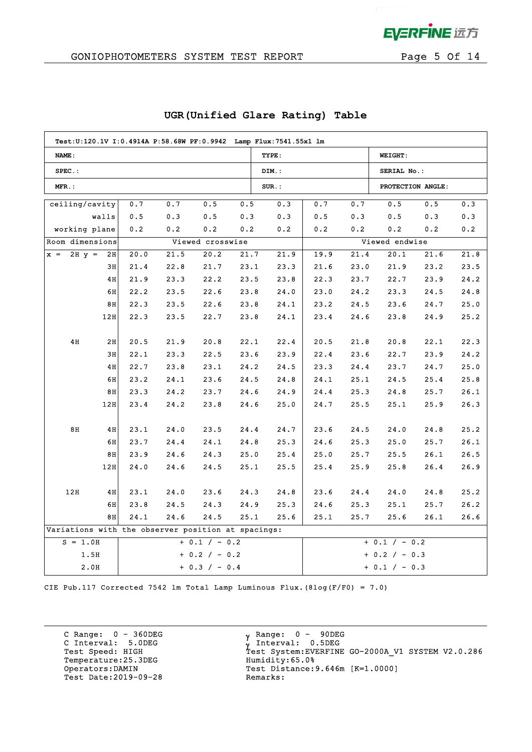## UGR(Unified Glare Rating) Table

| Test:U:120.1V I:0.4914A P:58.68W PF:0.9942 Lamp Flux:7541.55x1 lm | | |
|---|---|---|
| NAME: | TYPE: | WEIGHT: |
| SPEC.: | DIM.: | SERIAL No.: |
| MFR.: | SUR.: | PROTECTION ANGLE: |

| ceiling/cavity | | 0.7 | 0.7 | 0.5 | 0.5 | 0.3 | 0.7 | 0.7 | 0.5 | 0.5 | 0.3 |
|---|---|---|---|---|---|---|---|---|---|---|---|
| walls | | 0.5 | 0.3 | 0.5 | 0.3 | 0.3 | 0.5 | 0.3 | 0.5 | 0.3 | 0.3 |
| working plane | | 0.2 | 0.2 | 0.2 | 0.2 | 0.2 | 0.2 | 0.2 | 0.2 | 0.2 | 0.2 |
| Room dimensions | | Viewed crosswise | | | | | Viewed endwise | | | | |
| x = 2H | y = 2H | 20.0 | 21.5 | 20.2 | 21.7 | 21.9 | 19.9 | 21.4 | 20.1 | 21.6 | 21.8 |
| | 3H | 21.4 | 22.8 | 21.7 | 23.1 | 23.3 | 21.6 | 23.0 | 21.9 | 23.2 | 23.5 |
| | 4H | 21.9 | 23.3 | 22.2 | 23.5 | 23.8 | 22.3 | 23.7 | 22.7 | 23.9 | 24.2 |
| | 6H | 22.2 | 23.5 | 22.6 | 23.8 | 24.0 | 23.0 | 24.2 | 23.3 | 24.5 | 24.8 |
| | 8H | 22.3 | 23.5 | 22.6 | 23.8 | 24.1 | 23.2 | 24.5 | 23.6 | 24.7 | 25.0 |
| | 12H | 22.3 | 23.5 | 22.7 | 23.8 | 24.1 | 23.4 | 24.6 | 23.8 | 24.9 | 25.2 |
| 4H | 2H | 20.5 | 21.9 | 20.8 | 22.1 | 22.4 | 20.5 | 21.8 | 20.8 | 22.1 | 22.3 |
| | 3H | 22.1 | 23.3 | 22.5 | 23.6 | 23.9 | 22.4 | 23.6 | 22.7 | 23.9 | 24.2 |
| | 4H | 22.7 | 23.8 | 23.1 | 24.2 | 24.5 | 23.3 | 24.4 | 23.7 | 24.7 | 25.0 |
| | 6H | 23.2 | 24.1 | 23.6 | 24.5 | 24.8 | 24.1 | 25.1 | 24.5 | 25.4 | 25.8 |
| | 8H | 23.3 | 24.2 | 23.7 | 24.6 | 24.9 | 24.4 | 25.3 | 24.8 | 25.7 | 26.1 |
| | 12H | 23.4 | 24.2 | 23.8 | 24.6 | 25.0 | 24.7 | 25.5 | 25.1 | 25.9 | 26.3 |
| 8H | 4H | 23.1 | 24.0 | 23.5 | 24.4 | 24.7 | 23.6 | 24.5 | 24.0 | 24.8 | 25.2 |
| | 6H | 23.7 | 24.4 | 24.1 | 24.8 | 25.3 | 24.6 | 25.3 | 25.0 | 25.7 | 26.1 |
| | 8H | 23.9 | 24.6 | 24.3 | 25.0 | 25.4 | 25.0 | 25.7 | 25.5 | 26.1 | 26.5 |
| | 12H | 24.0 | 24.6 | 24.5 | 25.1 | 25.5 | 25.4 | 25.9 | 25.8 | 26.4 | 26.9 |
| 12H | 4H | 23.1 | 24.0 | 23.6 | 24.3 | 24.8 | 23.6 | 24.4 | 24.0 | 24.8 | 25.2 |
| | 6H | 23.8 | 24.5 | 24.3 | 24.9 | 25.3 | 24.6 | 25.3 | 25.1 | 25.7 | 26.2 |
| | 8H | 24.1 | 24.6 | 24.5 | 25.1 | 25.6 | 25.1 | 25.7 | 25.6 | 26.1 | 26.6 |
| Variations with the observer position at spacings: | | | | | | | | | | | |
| S = 1.0H | | + 0.1 / - 0.2 | | | | | + 0.1 / - 0.2 | | | | |
| 1.5H | | + 0.2 / - 0.2 | | | | | + 0.2 / - 0.3 | | | | |
| 2.0H | | + 0.3 / - 0.4 | | | | | + 0.1 / - 0.3 | | | | |

CIE Pub.117 Corrected 7542 lm Total Lamp Luminous Flux.(8log(F/F0) = 7.0)

C Range: 0 - 360DEG
C Interval: 5.0DEG
Test Speed: HIGH
Temperature:25.3DEG
Operators:DAMIN
Test Date:2019-09-28

γ Range: 0 - 90DEG
γ Interval: 0.5DEG
Test System:EVERFINE GO-2000A_V1 SYSTEM V2.0.286
Humidity:65.0%
Test Distance:9.646m [K=1.0000]
Remarks: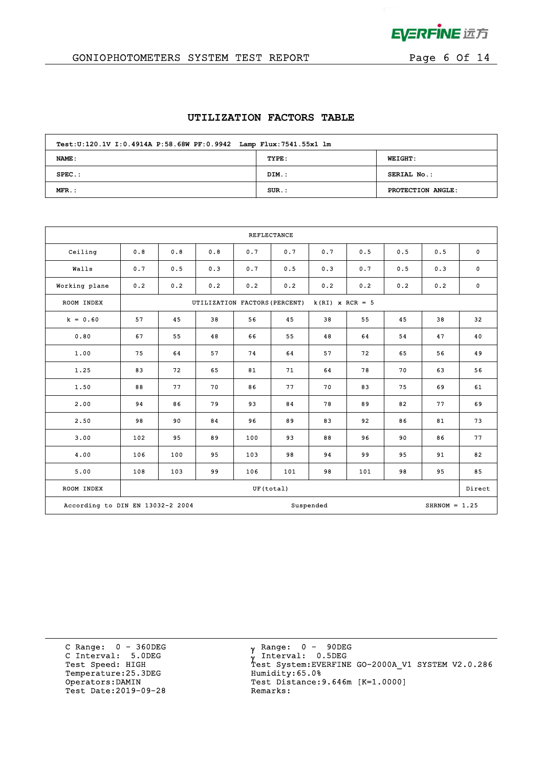## UTILIZATION FACTORS TABLE

| Test:U:120.1V I:0.4914A P:58.68W PF:0.9942 Lamp Flux:7541.55x1 lm | | |
|---|---|---|
| **NAME:** | **TYPE:** | **WEIGHT:** |
| **SPEC.:** | **DIM.:** | **SERIAL No.:** |
| **MFR.:** | **SUR.:** | **PROTECTION ANGLE:** |

| REFLECTANCE | | | | | | | | | | |
|---|---|---|---|---|---|---|---|---|---|---|
| Ceiling | 0.8 | 0.8 | 0.8 | 0.7 | 0.7 | 0.7 | 0.5 | 0.5 | 0.5 | 0 |
| Walls | 0.7 | 0.5 | 0.3 | 0.7 | 0.5 | 0.3 | 0.7 | 0.5 | 0.3 | 0 |
| Working plane | 0.2 | 0.2 | 0.2 | 0.2 | 0.2 | 0.2 | 0.2 | 0.2 | 0.2 | 0 |
| ROOM INDEX | UTILIZATION FACTORS(PERCENT) k(RI) x RCR = 5 | | | | | | | | | |
| k = 0.60 | 57 | 45 | 38 | 56 | 45 | 38 | 55 | 45 | 38 | 32 |
| 0.80 | 67 | 55 | 48 | 66 | 55 | 48 | 64 | 54 | 47 | 40 |
| 1.00 | 75 | 64 | 57 | 74 | 64 | 57 | 72 | 65 | 56 | 49 |
| 1.25 | 83 | 72 | 65 | 81 | 71 | 64 | 78 | 70 | 63 | 56 |
| 1.50 | 88 | 77 | 70 | 86 | 77 | 70 | 83 | 75 | 69 | 61 |
| 2.00 | 94 | 86 | 79 | 93 | 84 | 78 | 89 | 82 | 77 | 69 |
| 2.50 | 98 | 90 | 84 | 96 | 89 | 83 | 92 | 86 | 81 | 73 |
| 3.00 | 102 | 95 | 89 | 100 | 93 | 88 | 96 | 90 | 86 | 77 |
| 4.00 | 106 | 100 | 95 | 103 | 98 | 94 | 99 | 95 | 91 | 82 |
| 5.00 | 108 | 103 | 99 | 106 | 101 | 98 | 101 | 98 | 95 | 85 |
| ROOM INDEX | UF(total) | | | | | | | | | Direct |
| According to DIN EN 13032-2 2004 | | | | Suspended | | | | | SHRNOM = 1.25 | |

C Range: 0 - 360DEG
C Interval: 5.0DEG
Test Speed: HIGH
Temperature:25.3DEG
Operators:DAMIN
Test Date:2019-09-28

$\gamma$ Range: 0 - 90DEG
$\gamma$ Interval: 0.5DEG
Test System:EVERFINE GO-2000A_V1 SYSTEM V2.0.286
Humidity:65.0%
Test Distance:9.646m [K=1.0000]
Remarks: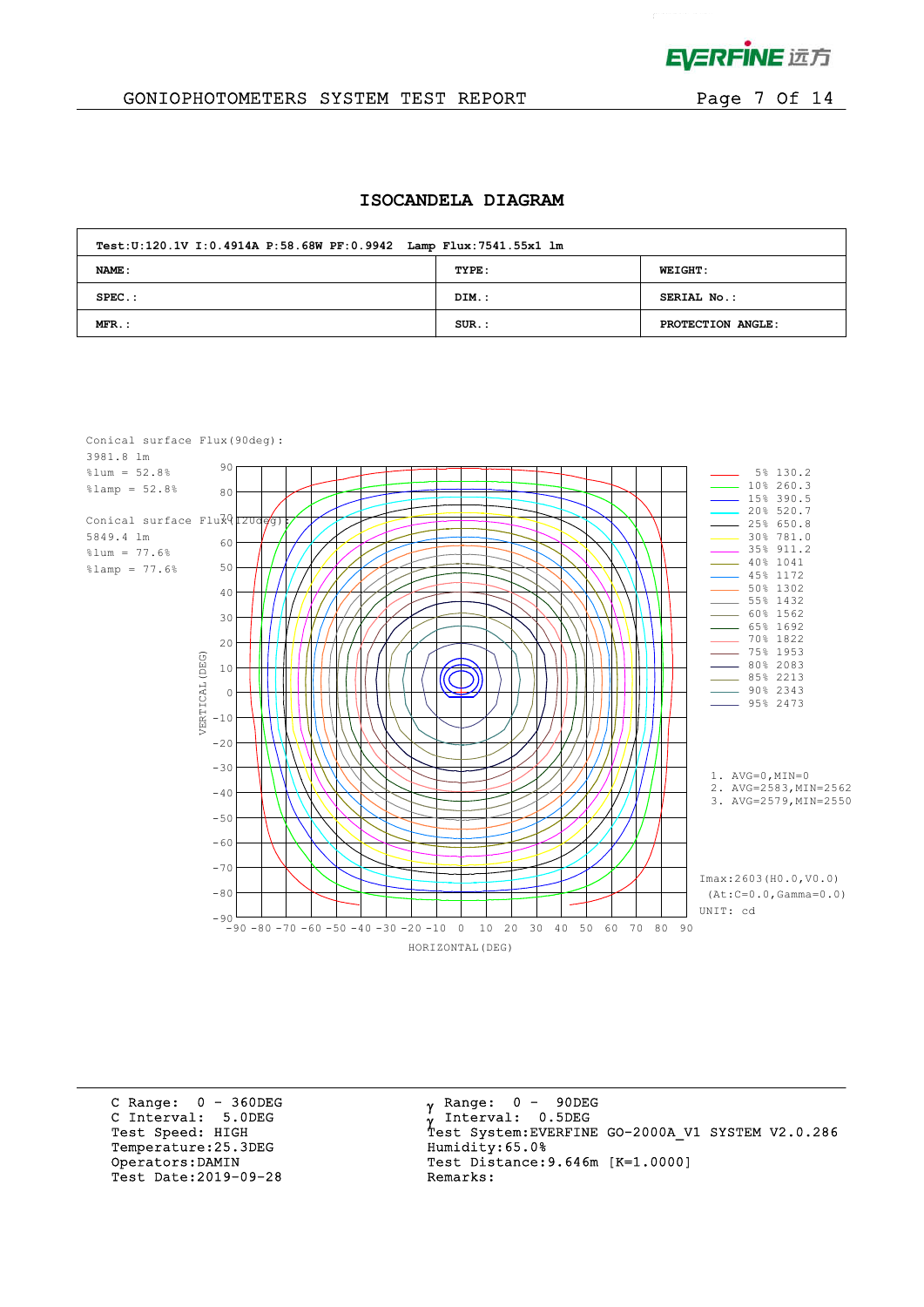## ISOCANDELA DIAGRAM

| Test:U:120.1V I:0.4914A P:58.68W PF:0.9942 Lamp Flux:7541.55x1 lm | | |
|---|---|---|
| **NAME:** | **TYPE:** | **WEIGHT:** |
| **SPEC.:** | **DIM.:** | **SERIAL No.:** |
| **MFR.:** | **SUR.:** | **PROTECTION ANGLE:** |

Conical surface Flux(90deg):
3981.8 lm
%lum = 52.8%
%lamp = 52.8%

Conical surface Flux(120deg):
5849.4 lm
%lum = 77.6%
%lamp = 77.6%

| % | cd |
|---|---|
| 5% | 130.2 |
| 10% | 260.3 |
| 15% | 390.5 |
| 20% | 520.7 |
| 25% | 650.8 |
| 30% | 781.0 |
| 35% | 911.2 |
| 40% | 1041 |
| 45% | 1172 |
| 50% | 1302 |
| 55% | 1432 |
| 60% | 1562 |
| 65% | 1692 |
| 70% | 1822 |
| 75% | 1953 |
| 80% | 2083 |
| 85% | 2213 |
| 90% | 2343 |
| 95% | 2473 |

1. AVG=0,MIN=0
2. AVG=2583,MIN=2562
3. AVG=2579,MIN=2550

Imax:2603(H0.0,V0.0)
(At:C=0.0,Gamma=0.0)
UNIT: cd

VERTICAL(DEG) / HORIZONTAL(DEG)

C Range: 0 - 360DEG
C Interval: 5.0DEG
Test Speed: HIGH
Temperature:25.3DEG
Operators:DAMIN
Test Date:2019-09-28

γ Range: 0 - 90DEG
γ Interval: 0.5DEG
Test System:EVERFINE GO-2000A_V1 SYSTEM V2.0.286
Humidity:65.0%
Test Distance:9.646m [K=1.0000]
Remarks: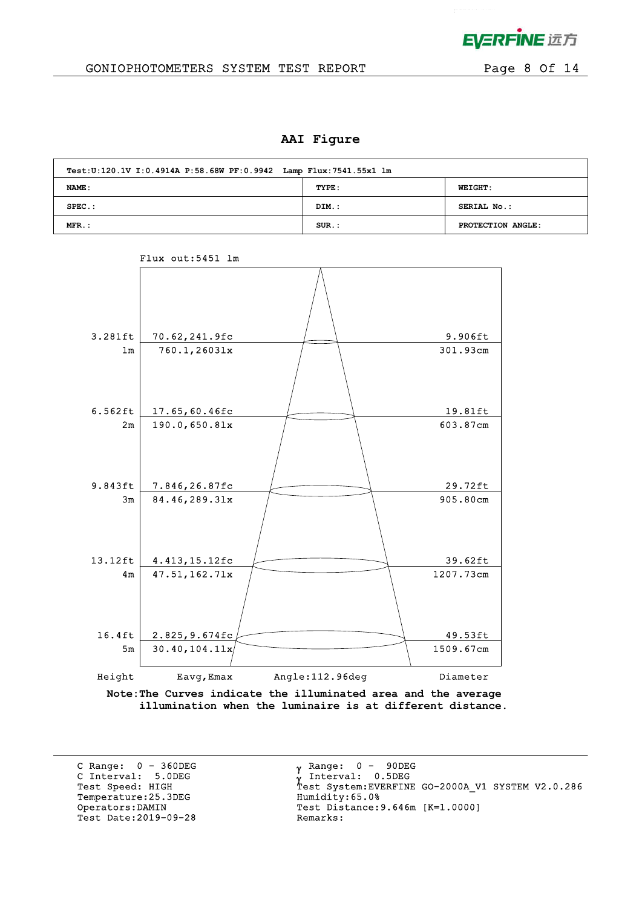## AAI Figure

| Test:U:120.1V I:0.4914A P:58.68W PF:0.9942 Lamp Flux:7541.55x1 lm | | |
|---|---|---|
| NAME: | TYPE: | WEIGHT: |
| SPEC.: | DIM.: | SERIAL No.: |
| MFR.: | SUR.: | PROTECTION ANGLE: |

Flux out:5451 lm

| Height | Eavg,Emax | Diameter |
|---|---|---|
| 3.281ft / 1m | 70.62,241.9fc / 760.1,2603lx | 9.906ft / 301.93cm |
| 6.562ft / 2m | 17.65,60.46fc / 190.0,650.81x | 19.81ft / 603.87cm |
| 9.843ft / 3m | 7.846,26.87fc / 84.46,289.31x | 29.72ft / 905.80cm |
| 13.12ft / 4m | 4.413,15.12fc / 47.51,162.71x | 39.62ft / 1207.73cm |
| 16.4ft / 5m | 2.825,9.674fc / 30.40,104.11x | 49.53ft / 1509.67cm |

Angle:112.96deg

**Note:The Curves indicate the illuminated area and the average illumination when the luminaire is at different distance.**

C Range: 0 - 360DEG
C Interval: 5.0DEG
Test Speed: HIGH
Temperature:25.3DEG
Operators:DAMIN
Test Date:2019-09-28

γ Range: 0 - 90DEG
γ Interval: 0.5DEG
Test System:EVERFINE GO-2000A_V1 SYSTEM V2.0.286
Humidity:65.0%
Test Distance:9.646m [K=1.0000]
Remarks: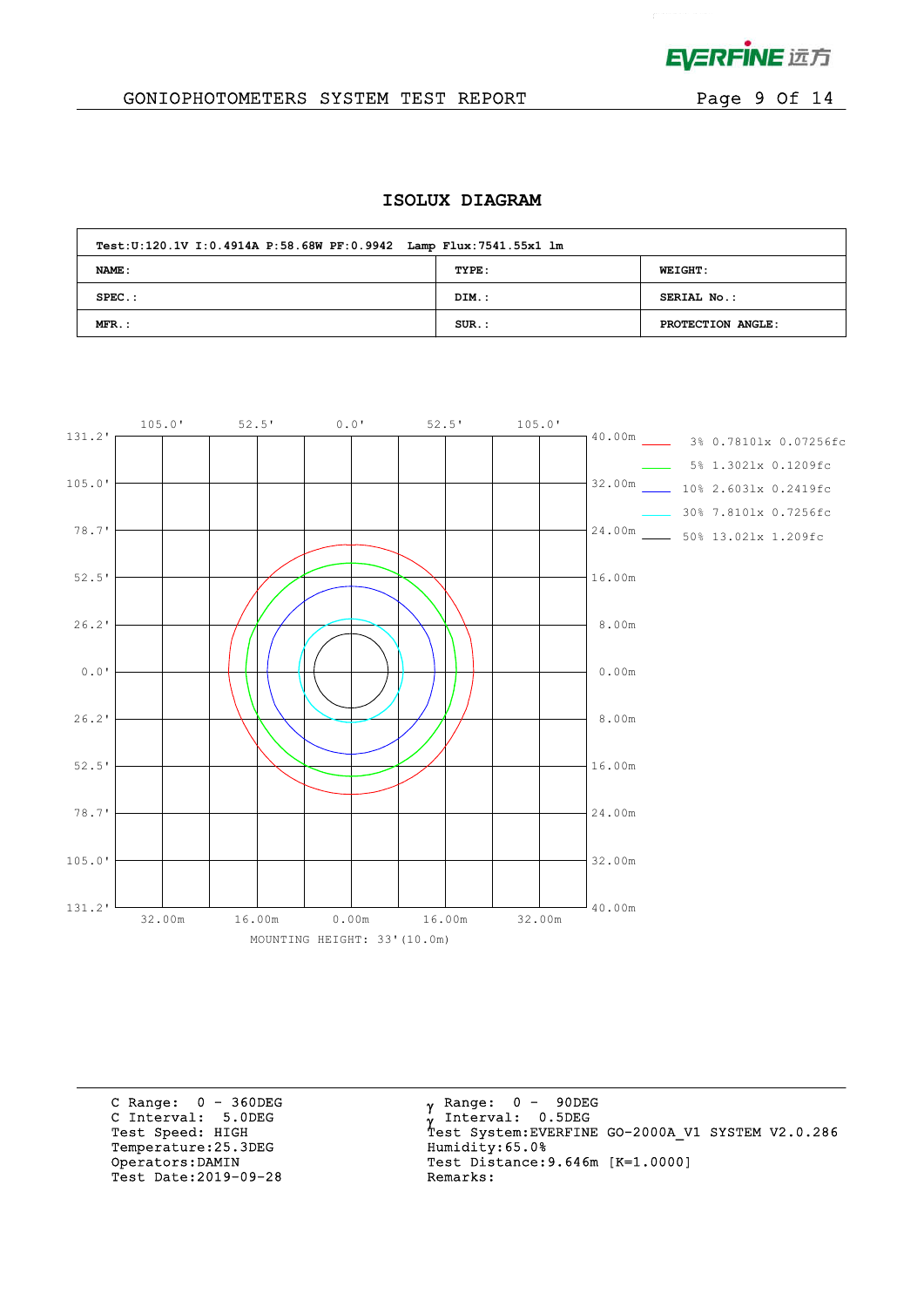# ISOLUX DIAGRAM

| Test:U:120.1V I:0.4914A P:58.68W PF:0.9942 Lamp Flux:7541.55x1 lm | | |
|---|---|---|
| NAME: | TYPE: | WEIGHT: |
| SPEC.: | DIM.: | SERIAL No.: |
| MFR.: | SUR.: | PROTECTION ANGLE: |

Legend:

- 3% 0.7810lx 0.07256fc
- 5% 1.3021x 0.1209fc
- 10% 2.6031x 0.2419fc
- 30% 7.8101x 0.7256fc
- 50% 13.021x 1.209fc

MOUNTING HEIGHT: 33'(10.0m)

C Range: 0 - 360DEG
C Interval: 5.0DEG
Test Speed: HIGH
Temperature:25.3DEG
Operators:DAMIN
Test Date:2019-09-28

$\gamma$ Range: 0 - 90DEG
$\gamma$ Interval: 0.5DEG
Test System:EVERFINE GO-2000A_V1 SYSTEM V2.0.286
Humidity:65.0%
Test Distance:9.646m [K=1.0000]
Remarks: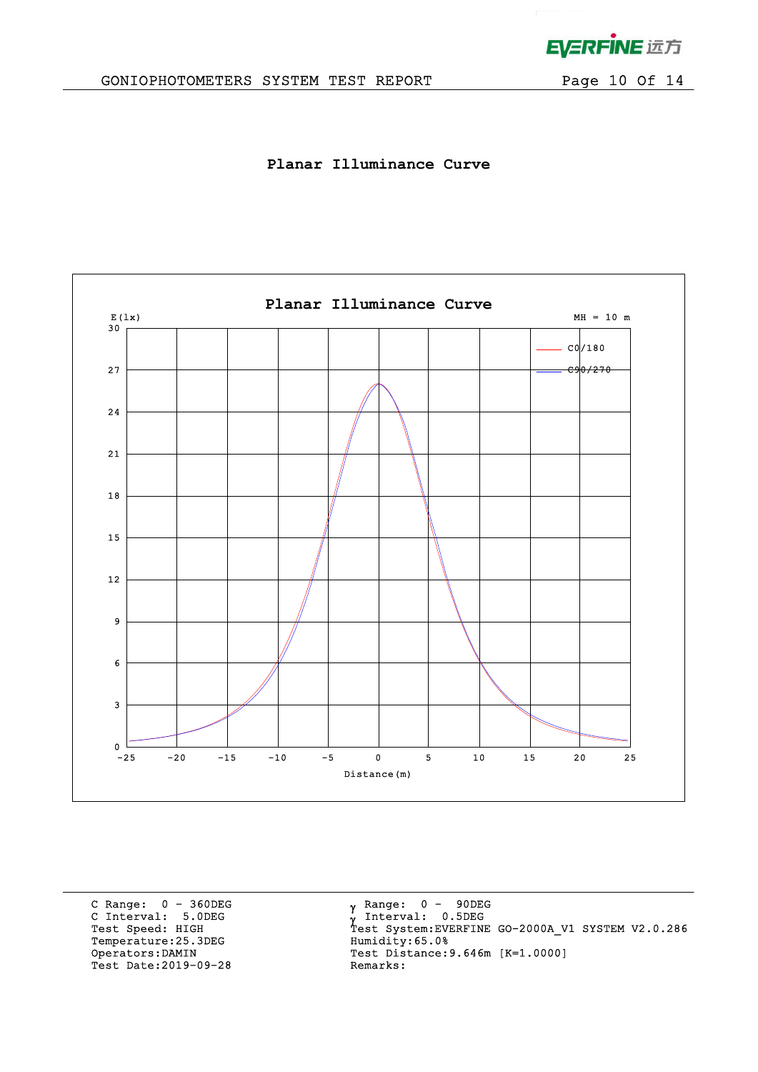# Planar Illuminance Curve

| | |
|---|---|
| C Range: 0 - 360DEG | γ Range: 0 - 90DEG |
| C Interval: 5.0DEG | γ Interval: 0.5DEG |
| Test Speed: HIGH | Test System:EVERFINE GO-2000A_V1 SYSTEM V2.0.286 |
| Temperature:25.3DEG | Humidity:65.0% |
| Operators:DAMIN | Test Distance:9.646m [K=1.0000] |
| Test Date:2019-09-28 | Remarks: |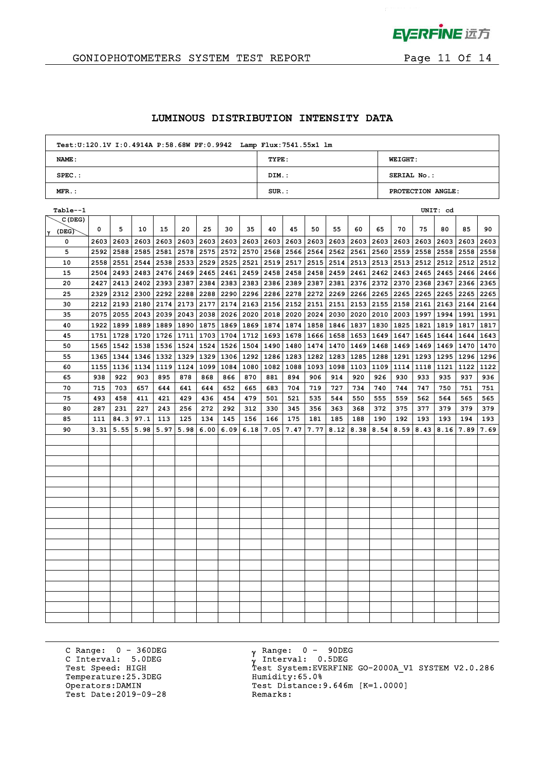## LUMINOUS DISTRIBUTION INTENSITY DATA

| Test:U:120.1V I:0.4914A P:58.68W PF:0.9942 Lamp Flux:7541.55x1 lm | | |
|---|---|---|
| NAME: | TYPE: | WEIGHT: |
| SPEC.: | DIM.: | SERIAL No.: |
| MFR.: | SUR.: | PROTECTION ANGLE: |

Table--1 UNIT: cd

| γ (DEG) \ C (DEG) | 0 | 5 | 10 | 15 | 20 | 25 | 30 | 35 | 40 | 45 | 50 | 55 | 60 | 65 | 70 | 75 | 80 | 85 | 90 |
|---|---|---|---|---|---|---|---|---|---|---|---|---|---|---|---|---|---|---|---|
| 0 | 2603 | 2603 | 2603 | 2603 | 2603 | 2603 | 2603 | 2603 | 2603 | 2603 | 2603 | 2603 | 2603 | 2603 | 2603 | 2603 | 2603 | 2603 | 2603 |
| 5 | 2592 | 2588 | 2585 | 2581 | 2578 | 2575 | 2572 | 2570 | 2568 | 2566 | 2564 | 2562 | 2561 | 2560 | 2559 | 2558 | 2558 | 2558 | 2558 |
| 10 | 2558 | 2551 | 2544 | 2538 | 2533 | 2529 | 2525 | 2521 | 2519 | 2517 | 2515 | 2514 | 2513 | 2513 | 2513 | 2512 | 2512 | 2512 | 2512 |
| 15 | 2504 | 2493 | 2483 | 2476 | 2469 | 2465 | 2461 | 2459 | 2458 | 2458 | 2458 | 2459 | 2461 | 2462 | 2463 | 2465 | 2465 | 2466 | 2466 |
| 20 | 2427 | 2413 | 2402 | 2393 | 2387 | 2384 | 2383 | 2383 | 2386 | 2389 | 2387 | 2381 | 2376 | 2372 | 2370 | 2368 | 2367 | 2366 | 2365 |
| 25 | 2329 | 2312 | 2300 | 2292 | 2288 | 2288 | 2290 | 2296 | 2286 | 2278 | 2272 | 2269 | 2266 | 2265 | 2265 | 2265 | 2265 | 2265 | 2265 |
| 30 | 2212 | 2193 | 2180 | 2174 | 2173 | 2177 | 2174 | 2163 | 2156 | 2152 | 2151 | 2151 | 2153 | 2155 | 2158 | 2161 | 2163 | 2164 | 2164 |
| 35 | 2075 | 2055 | 2043 | 2039 | 2043 | 2038 | 2026 | 2020 | 2018 | 2020 | 2024 | 2030 | 2020 | 2010 | 2003 | 1997 | 1994 | 1991 | 1991 |
| 40 | 1922 | 1899 | 1889 | 1889 | 1890 | 1875 | 1869 | 1869 | 1874 | 1874 | 1858 | 1846 | 1837 | 1830 | 1825 | 1821 | 1819 | 1817 | 1817 |
| 45 | 1751 | 1728 | 1720 | 1726 | 1711 | 1703 | 1704 | 1712 | 1693 | 1678 | 1666 | 1658 | 1653 | 1649 | 1647 | 1645 | 1644 | 1644 | 1643 |
| 50 | 1565 | 1542 | 1538 | 1536 | 1524 | 1524 | 1526 | 1504 | 1490 | 1480 | 1474 | 1470 | 1469 | 1468 | 1469 | 1469 | 1469 | 1470 | 1470 |
| 55 | 1365 | 1344 | 1346 | 1332 | 1329 | 1329 | 1306 | 1292 | 1286 | 1283 | 1282 | 1283 | 1285 | 1288 | 1291 | 1293 | 1295 | 1296 | 1296 |
| 60 | 1155 | 1136 | 1134 | 1119 | 1124 | 1099 | 1084 | 1080 | 1082 | 1088 | 1093 | 1098 | 1103 | 1109 | 1114 | 1118 | 1121 | 1122 | 1122 |
| 65 | 938 | 922 | 903 | 895 | 878 | 868 | 866 | 870 | 881 | 894 | 906 | 914 | 920 | 926 | 930 | 933 | 935 | 937 | 936 |
| 70 | 715 | 703 | 657 | 644 | 641 | 644 | 652 | 665 | 683 | 704 | 719 | 727 | 734 | 740 | 744 | 747 | 750 | 751 | 751 |
| 75 | 493 | 458 | 411 | 421 | 429 | 436 | 454 | 479 | 501 | 521 | 535 | 544 | 550 | 555 | 559 | 562 | 564 | 565 | 565 |
| 80 | 287 | 231 | 227 | 243 | 256 | 272 | 292 | 312 | 330 | 345 | 356 | 363 | 368 | 372 | 375 | 377 | 379 | 379 | 379 |
| 85 | 111 | 84.3 | 97.1 | 113 | 125 | 134 | 145 | 156 | 166 | 175 | 181 | 185 | 188 | 190 | 192 | 193 | 193 | 194 | 193 |
| 90 | 3.31 | 5.55 | 5.98 | 5.97 | 5.98 | 6.00 | 6.09 | 6.18 | 7.05 | 7.47 | 7.77 | 8.12 | 8.38 | 8.54 | 8.59 | 8.43 | 8.16 | 7.89 | 7.69 |

C Range: 0 - 360DEG
C Interval: 5.0DEG
Test Speed: HIGH
Temperature:25.3DEG
Operators:DAMIN
Test Date:2019-09-28

γ Range: 0 - 90DEG
γ Interval: 0.5DEG
Test System:EVERFINE GO-2000A_V1 SYSTEM V2.0.286
Humidity:65.0%
Test Distance:9.646m [K=1.0000]
Remarks: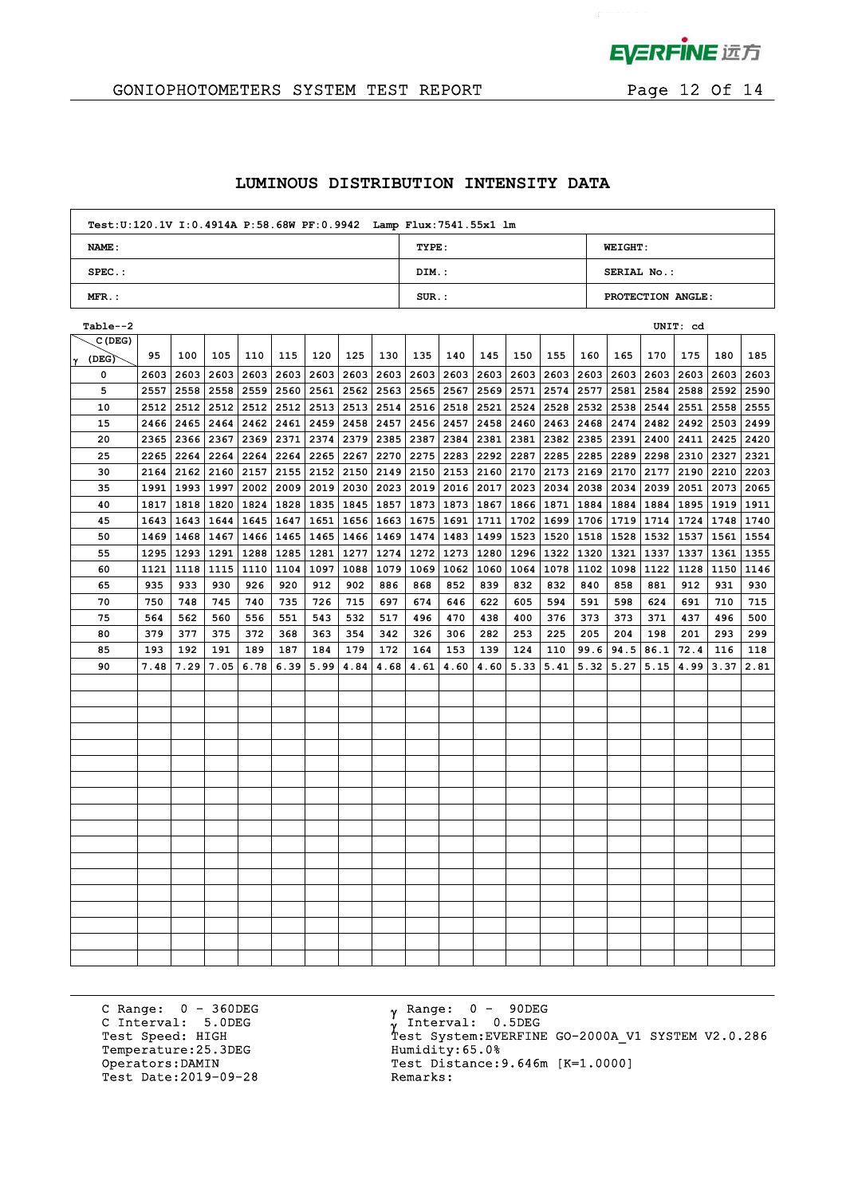## LUMINOUS DISTRIBUTION INTENSITY DATA

| Test:U:120.1V I:0.4914A P:58.68W PF:0.9942 Lamp Flux:7541.55x1 lm | | |
|---|---|---|
| NAME: | TYPE: | WEIGHT: |
| SPEC.: | DIM.: | SERIAL No.: |
| MFR.: | SUR.: | PROTECTION ANGLE: |

Table--2 UNIT: cd

| γ (DEG) \ C (DEG) | 95 | 100 | 105 | 110 | 115 | 120 | 125 | 130 | 135 | 140 | 145 | 150 | 155 | 160 | 165 | 170 | 175 | 180 | 185 |
|---|---|---|---|---|---|---|---|---|---|---|---|---|---|---|---|---|---|---|---|
| 0 | 2603 | 2603 | 2603 | 2603 | 2603 | 2603 | 2603 | 2603 | 2603 | 2603 | 2603 | 2603 | 2603 | 2603 | 2603 | 2603 | 2603 | 2603 | 2603 |
| 5 | 2557 | 2558 | 2558 | 2559 | 2560 | 2561 | 2562 | 2563 | 2565 | 2567 | 2569 | 2571 | 2574 | 2577 | 2581 | 2584 | 2588 | 2592 | 2590 |
| 10 | 2512 | 2512 | 2512 | 2512 | 2512 | 2513 | 2513 | 2514 | 2516 | 2518 | 2521 | 2524 | 2528 | 2532 | 2538 | 2544 | 2551 | 2558 | 2555 |
| 15 | 2466 | 2465 | 2464 | 2462 | 2461 | 2459 | 2458 | 2457 | 2456 | 2457 | 2458 | 2460 | 2463 | 2468 | 2474 | 2482 | 2492 | 2503 | 2499 |
| 20 | 2365 | 2366 | 2367 | 2369 | 2371 | 2374 | 2379 | 2385 | 2387 | 2384 | 2381 | 2381 | 2382 | 2385 | 2391 | 2400 | 2411 | 2425 | 2420 |
| 25 | 2265 | 2264 | 2264 | 2264 | 2264 | 2265 | 2267 | 2270 | 2275 | 2283 | 2292 | 2287 | 2285 | 2285 | 2289 | 2298 | 2310 | 2327 | 2321 |
| 30 | 2164 | 2162 | 2160 | 2157 | 2155 | 2152 | 2150 | 2149 | 2150 | 2153 | 2160 | 2170 | 2173 | 2169 | 2170 | 2177 | 2190 | 2210 | 2203 |
| 35 | 1991 | 1993 | 1997 | 2002 | 2009 | 2019 | 2030 | 2023 | 2019 | 2016 | 2017 | 2023 | 2034 | 2038 | 2034 | 2039 | 2051 | 2073 | 2065 |
| 40 | 1817 | 1818 | 1820 | 1824 | 1828 | 1835 | 1845 | 1857 | 1873 | 1873 | 1867 | 1866 | 1871 | 1884 | 1884 | 1884 | 1895 | 1919 | 1911 |
| 45 | 1643 | 1643 | 1644 | 1645 | 1647 | 1651 | 1656 | 1663 | 1675 | 1691 | 1711 | 1702 | 1699 | 1706 | 1719 | 1714 | 1724 | 1748 | 1740 |
| 50 | 1469 | 1468 | 1467 | 1466 | 1465 | 1465 | 1466 | 1469 | 1474 | 1483 | 1499 | 1523 | 1520 | 1518 | 1528 | 1532 | 1537 | 1561 | 1554 |
| 55 | 1295 | 1293 | 1291 | 1288 | 1285 | 1281 | 1277 | 1274 | 1272 | 1273 | 1280 | 1296 | 1322 | 1320 | 1321 | 1337 | 1337 | 1361 | 1355 |
| 60 | 1121 | 1118 | 1115 | 1110 | 1104 | 1097 | 1088 | 1079 | 1069 | 1062 | 1060 | 1064 | 1078 | 1102 | 1098 | 1122 | 1128 | 1150 | 1146 |
| 65 | 935 | 933 | 930 | 926 | 920 | 912 | 902 | 886 | 868 | 852 | 839 | 832 | 832 | 840 | 858 | 881 | 912 | 931 | 930 |
| 70 | 750 | 748 | 745 | 740 | 735 | 726 | 715 | 697 | 674 | 646 | 622 | 605 | 594 | 591 | 598 | 624 | 691 | 710 | 715 |
| 75 | 564 | 562 | 560 | 556 | 551 | 543 | 532 | 517 | 496 | 470 | 438 | 400 | 376 | 373 | 373 | 371 | 437 | 496 | 500 |
| 80 | 379 | 377 | 375 | 372 | 368 | 363 | 354 | 342 | 326 | 306 | 282 | 253 | 225 | 205 | 204 | 198 | 201 | 293 | 299 |
| 85 | 193 | 192 | 191 | 189 | 187 | 184 | 179 | 172 | 164 | 153 | 139 | 124 | 110 | 99.6 | 94.5 | 86.1 | 72.4 | 116 | 118 |
| 90 | 7.48 | 7.29 | 7.05 | 6.78 | 6.39 | 5.99 | 4.84 | 4.68 | 4.61 | 4.60 | 4.60 | 5.33 | 5.41 | 5.32 | 5.27 | 5.15 | 4.99 | 3.37 | 2.81 |

C Range: 0 - 360DEG
C Interval: 5.0DEG
Test Speed: HIGH
Temperature:25.3DEG
Operators:DAMIN
Test Date:2019-09-28

γ Range: 0 - 90DEG
γ Interval: 0.5DEG
Test System:EVERFINE GO-2000A_V1 SYSTEM V2.0.286
Humidity:65.0%
Test Distance:9.646m [K=1.0000]
Remarks: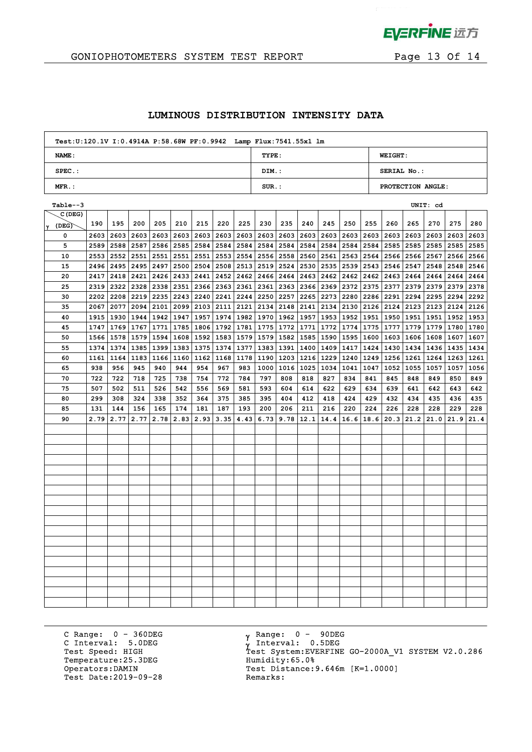## LUMINOUS DISTRIBUTION INTENSITY DATA

| Test:U:120.1V I:0.4914A P:58.68W PF:0.9942 Lamp Flux:7541.55x1 lm | | |
|---|---|---|
| **NAME:** | **TYPE:** | **WEIGHT:** |
| **SPEC.:** | **DIM.:** | **SERIAL No.:** |
| **MFR.:** | **SUR.:** | **PROTECTION ANGLE:** |

Table--3 UNIT: cd

| γ (DEG) \ C (DEG) | 190 | 195 | 200 | 205 | 210 | 215 | 220 | 225 | 230 | 235 | 240 | 245 | 250 | 255 | 260 | 265 | 270 | 275 | 280 |
|---|---|---|---|---|---|---|---|---|---|---|---|---|---|---|---|---|---|---|---|
| 0 | 2603 | 2603 | 2603 | 2603 | 2603 | 2603 | 2603 | 2603 | 2603 | 2603 | 2603 | 2603 | 2603 | 2603 | 2603 | 2603 | 2603 | 2603 | 2603 |
| 5 | 2589 | 2588 | 2587 | 2586 | 2585 | 2584 | 2584 | 2584 | 2584 | 2584 | 2584 | 2584 | 2584 | 2584 | 2585 | 2585 | 2585 | 2585 | 2585 |
| 10 | 2553 | 2552 | 2551 | 2551 | 2551 | 2551 | 2553 | 2554 | 2556 | 2558 | 2560 | 2561 | 2563 | 2564 | 2566 | 2566 | 2567 | 2566 | 2566 |
| 15 | 2496 | 2495 | 2495 | 2497 | 2500 | 2504 | 2508 | 2513 | 2519 | 2524 | 2530 | 2535 | 2539 | 2543 | 2546 | 2547 | 2548 | 2548 | 2546 |
| 20 | 2417 | 2418 | 2421 | 2426 | 2433 | 2441 | 2452 | 2462 | 2466 | 2464 | 2463 | 2462 | 2462 | 2462 | 2463 | 2464 | 2464 | 2464 | 2464 |
| 25 | 2319 | 2322 | 2328 | 2338 | 2351 | 2366 | 2363 | 2361 | 2361 | 2363 | 2366 | 2369 | 2372 | 2375 | 2377 | 2379 | 2379 | 2379 | 2378 |
| 30 | 2202 | 2208 | 2219 | 2235 | 2243 | 2240 | 2241 | 2244 | 2250 | 2257 | 2265 | 2273 | 2280 | 2286 | 2291 | 2294 | 2295 | 2294 | 2292 |
| 35 | 2067 | 2077 | 2094 | 2101 | 2099 | 2103 | 2111 | 2121 | 2134 | 2148 | 2141 | 2134 | 2130 | 2126 | 2124 | 2123 | 2123 | 2124 | 2126 |
| 40 | 1915 | 1930 | 1944 | 1942 | 1947 | 1957 | 1974 | 1982 | 1970 | 1962 | 1957 | 1953 | 1952 | 1951 | 1950 | 1951 | 1951 | 1952 | 1953 |
| 45 | 1747 | 1769 | 1767 | 1771 | 1785 | 1806 | 1792 | 1781 | 1775 | 1772 | 1771 | 1772 | 1774 | 1775 | 1777 | 1779 | 1779 | 1780 | 1780 |
| 50 | 1566 | 1578 | 1579 | 1594 | 1608 | 1592 | 1583 | 1579 | 1579 | 1582 | 1585 | 1590 | 1595 | 1600 | 1603 | 1606 | 1608 | 1607 | 1607 |
| 55 | 1374 | 1374 | 1385 | 1399 | 1383 | 1375 | 1374 | 1377 | 1383 | 1391 | 1400 | 1409 | 1417 | 1424 | 1430 | 1434 | 1436 | 1435 | 1434 |
| 60 | 1161 | 1164 | 1183 | 1166 | 1160 | 1162 | 1168 | 1178 | 1190 | 1203 | 1216 | 1229 | 1240 | 1249 | 1256 | 1261 | 1264 | 1263 | 1261 |
| 65 | 938 | 956 | 945 | 940 | 944 | 954 | 967 | 983 | 1000 | 1016 | 1025 | 1034 | 1041 | 1047 | 1052 | 1055 | 1057 | 1057 | 1056 |
| 70 | 722 | 722 | 718 | 725 | 738 | 754 | 772 | 784 | 797 | 808 | 818 | 827 | 834 | 841 | 845 | 848 | 849 | 850 | 849 |
| 75 | 507 | 502 | 511 | 526 | 542 | 556 | 569 | 581 | 593 | 604 | 614 | 622 | 629 | 634 | 639 | 641 | 642 | 643 | 642 |
| 80 | 299 | 308 | 324 | 338 | 352 | 364 | 375 | 385 | 395 | 404 | 412 | 418 | 424 | 429 | 432 | 434 | 435 | 436 | 435 |
| 85 | 131 | 144 | 156 | 165 | 174 | 181 | 187 | 193 | 200 | 206 | 211 | 216 | 220 | 224 | 226 | 228 | 228 | 229 | 228 |
| 90 | 2.79 | 2.77 | 2.77 | 2.78 | 2.83 | 2.93 | 3.35 | 4.43 | 6.73 | 9.78 | 12.1 | 14.4 | 16.6 | 18.6 | 20.3 | 21.2 | 21.0 | 21.9 | 21.4 |

C Range: 0 - 360DEG
C Interval: 5.0DEG
Test Speed: HIGH
Temperature:25.3DEG
Operators:DAMIN
Test Date:2019-09-28

γ Range: 0 - 90DEG
γ Interval: 0.5DEG
Test System:EVERFINE GO-2000A_V1 SYSTEM V2.0.286
Humidity:65.0%
Test Distance:9.646m [K=1.0000]
Remarks: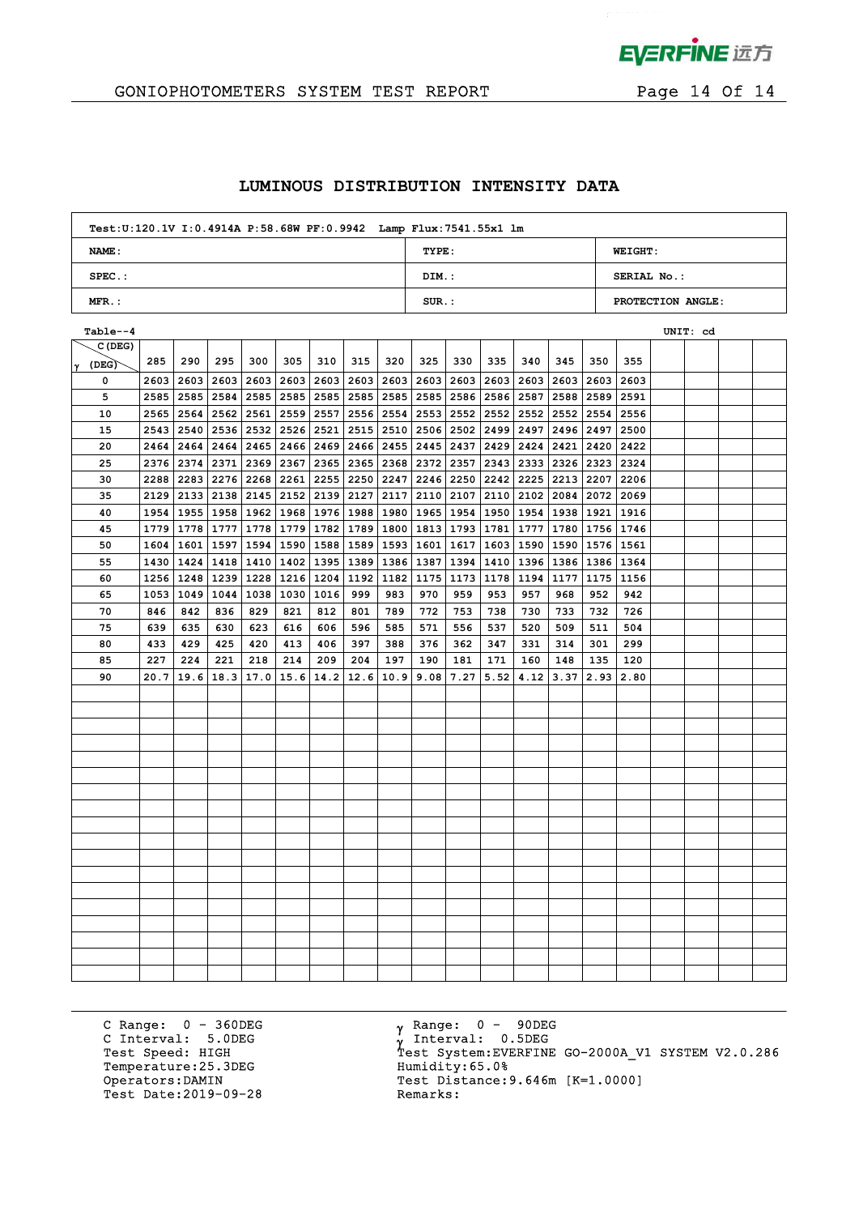## LUMINOUS DISTRIBUTION INTENSITY DATA

| Test:U:120.1V I:0.4914A P:58.68W PF:0.9942 Lamp Flux:7541.55x1 lm | | |
|---|---|---|
| NAME: | TYPE: | WEIGHT: |
| SPEC.: | DIM.: | SERIAL No.: |
| MFR.: | SUR.: | PROTECTION ANGLE: |

Table--4 UNIT: cd

| γ (DEG) \ C (DEG) | 285 | 290 | 295 | 300 | 305 | 310 | 315 | 320 | 325 | 330 | 335 | 340 | 345 | 350 | 355 | | | | |
|---|---|---|---|---|---|---|---|---|---|---|---|---|---|---|---|---|---|---|---|
| 0 | 2603 | 2603 | 2603 | 2603 | 2603 | 2603 | 2603 | 2603 | 2603 | 2603 | 2603 | 2603 | 2603 | 2603 | 2603 | | | | |
| 5 | 2585 | 2585 | 2584 | 2585 | 2585 | 2585 | 2585 | 2585 | 2585 | 2586 | 2586 | 2587 | 2588 | 2589 | 2591 | | | | |
| 10 | 2565 | 2564 | 2562 | 2561 | 2559 | 2557 | 2556 | 2554 | 2553 | 2552 | 2552 | 2552 | 2552 | 2554 | 2556 | | | | |
| 15 | 2543 | 2540 | 2536 | 2532 | 2526 | 2521 | 2515 | 2510 | 2506 | 2502 | 2499 | 2497 | 2496 | 2497 | 2500 | | | | |
| 20 | 2464 | 2464 | 2464 | 2465 | 2466 | 2469 | 2466 | 2455 | 2445 | 2437 | 2429 | 2424 | 2421 | 2420 | 2422 | | | | |
| 25 | 2376 | 2374 | 2371 | 2369 | 2367 | 2365 | 2365 | 2368 | 2372 | 2357 | 2343 | 2333 | 2326 | 2323 | 2324 | | | | |
| 30 | 2288 | 2283 | 2276 | 2268 | 2261 | 2255 | 2250 | 2247 | 2246 | 2250 | 2242 | 2225 | 2213 | 2207 | 2206 | | | | |
| 35 | 2129 | 2133 | 2138 | 2145 | 2152 | 2139 | 2127 | 2117 | 2110 | 2107 | 2110 | 2102 | 2084 | 2072 | 2069 | | | | |
| 40 | 1954 | 1955 | 1958 | 1962 | 1968 | 1976 | 1988 | 1980 | 1965 | 1954 | 1950 | 1954 | 1938 | 1921 | 1916 | | | | |
| 45 | 1779 | 1778 | 1777 | 1778 | 1779 | 1782 | 1789 | 1800 | 1813 | 1793 | 1781 | 1777 | 1780 | 1756 | 1746 | | | | |
| 50 | 1604 | 1601 | 1597 | 1594 | 1590 | 1588 | 1589 | 1593 | 1601 | 1617 | 1603 | 1590 | 1590 | 1576 | 1561 | | | | |
| 55 | 1430 | 1424 | 1418 | 1410 | 1402 | 1395 | 1389 | 1386 | 1387 | 1394 | 1410 | 1396 | 1386 | 1386 | 1364 | | | | |
| 60 | 1256 | 1248 | 1239 | 1228 | 1216 | 1204 | 1192 | 1182 | 1175 | 1173 | 1178 | 1194 | 1177 | 1175 | 1156 | | | | |
| 65 | 1053 | 1049 | 1044 | 1038 | 1030 | 1016 | 999 | 983 | 970 | 959 | 953 | 957 | 968 | 952 | 942 | | | | |
| 70 | 846 | 842 | 836 | 829 | 821 | 812 | 801 | 789 | 772 | 753 | 738 | 730 | 733 | 732 | 726 | | | | |
| 75 | 639 | 635 | 630 | 623 | 616 | 606 | 596 | 585 | 571 | 556 | 537 | 520 | 509 | 511 | 504 | | | | |
| 80 | 433 | 429 | 425 | 420 | 413 | 406 | 397 | 388 | 376 | 362 | 347 | 331 | 314 | 301 | 299 | | | | |
| 85 | 227 | 224 | 221 | 218 | 214 | 209 | 204 | 197 | 190 | 181 | 171 | 160 | 148 | 135 | 120 | | | | |
| 90 | 20.7 | 19.6 | 18.3 | 17.0 | 15.6 | 14.2 | 12.6 | 10.9 | 9.08 | 7.27 | 5.52 | 4.12 | 3.37 | 2.93 | 2.80 | | | | |

C Range: 0 - 360DEG
C Interval: 5.0DEG
Test Speed: HIGH
Temperature:25.3DEG
Operators:DAMIN
Test Date:2019-09-28

γ Range: 0 - 90DEG
γ Interval: 0.5DEG
Test System:EVERFINE GO-2000A_V1 SYSTEM V2.0.286
Humidity:65.0%
Test Distance:9.646m [K=1.0000]
Remarks: